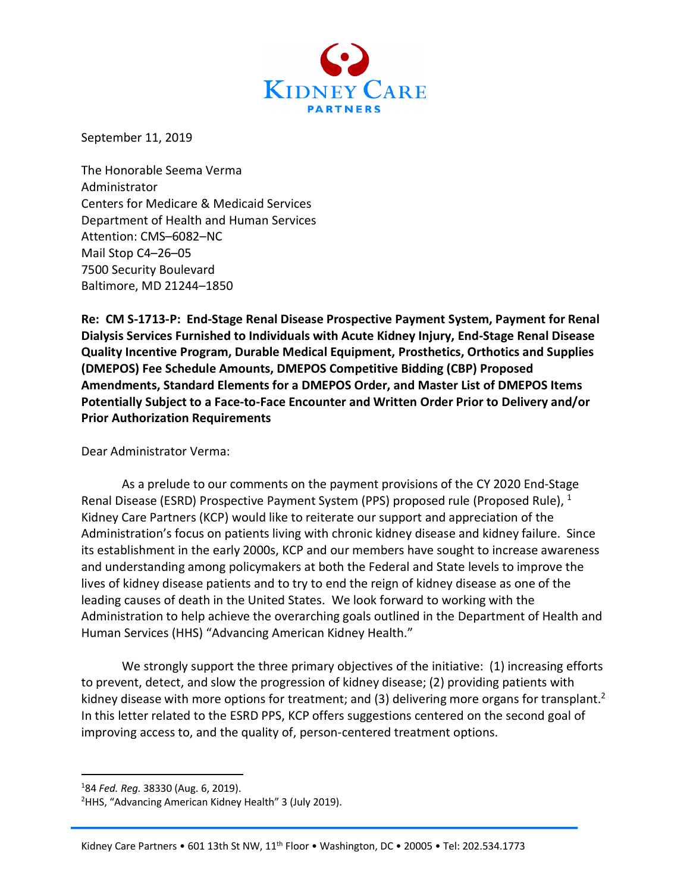**KIDNEY CARE PARTNERS**

September 11, 2019

The Honorable Seema Verma
Administrator
Centers for Medicare & Medicaid Services
Department of Health and Human Services
Attention: CMS–6082–NC
Mail Stop C4–26–05
7500 Security Boulevard
Baltimore, MD 21244–1850

**Re: CM S-1713-P: End-Stage Renal Disease Prospective Payment System, Payment for Renal Dialysis Services Furnished to Individuals with Acute Kidney Injury, End-Stage Renal Disease Quality Incentive Program, Durable Medical Equipment, Prosthetics, Orthotics and Supplies (DMEPOS) Fee Schedule Amounts, DMEPOS Competitive Bidding (CBP) Proposed Amendments, Standard Elements for a DMEPOS Order, and Master List of DMEPOS Items Potentially Subject to a Face-to-Face Encounter and Written Order Prior to Delivery and/or Prior Authorization Requirements**

Dear Administrator Verma:

As a prelude to our comments on the payment provisions of the CY 2020 End-Stage Renal Disease (ESRD) Prospective Payment System (PPS) proposed rule (Proposed Rule), [1] Kidney Care Partners (KCP) would like to reiterate our support and appreciation of the Administration's focus on patients living with chronic kidney disease and kidney failure. Since its establishment in the early 2000s, KCP and our members have sought to increase awareness and understanding among policymakers at both the Federal and State levels to improve the lives of kidney disease patients and to try to end the reign of kidney disease as one of the leading causes of death in the United States. We look forward to working with the Administration to help achieve the overarching goals outlined in the Department of Health and Human Services (HHS) "Advancing American Kidney Health."

We strongly support the three primary objectives of the initiative: (1) increasing efforts to prevent, detect, and slow the progression of kidney disease; (2) providing patients with kidney disease with more options for treatment; and (3) delivering more organs for transplant.[2] In this letter related to the ESRD PPS, KCP offers suggestions centered on the second goal of improving access to, and the quality of, person-centered treatment options.

---

[1] 84 *Fed. Reg.* 38330 (Aug. 6, 2019).
[2] HHS, "Advancing American Kidney Health" 3 (July 2019).

Kidney Care Partners • 601 13th St NW, 11th Floor • Washington, DC • 20005 • Tel: 202.534.1773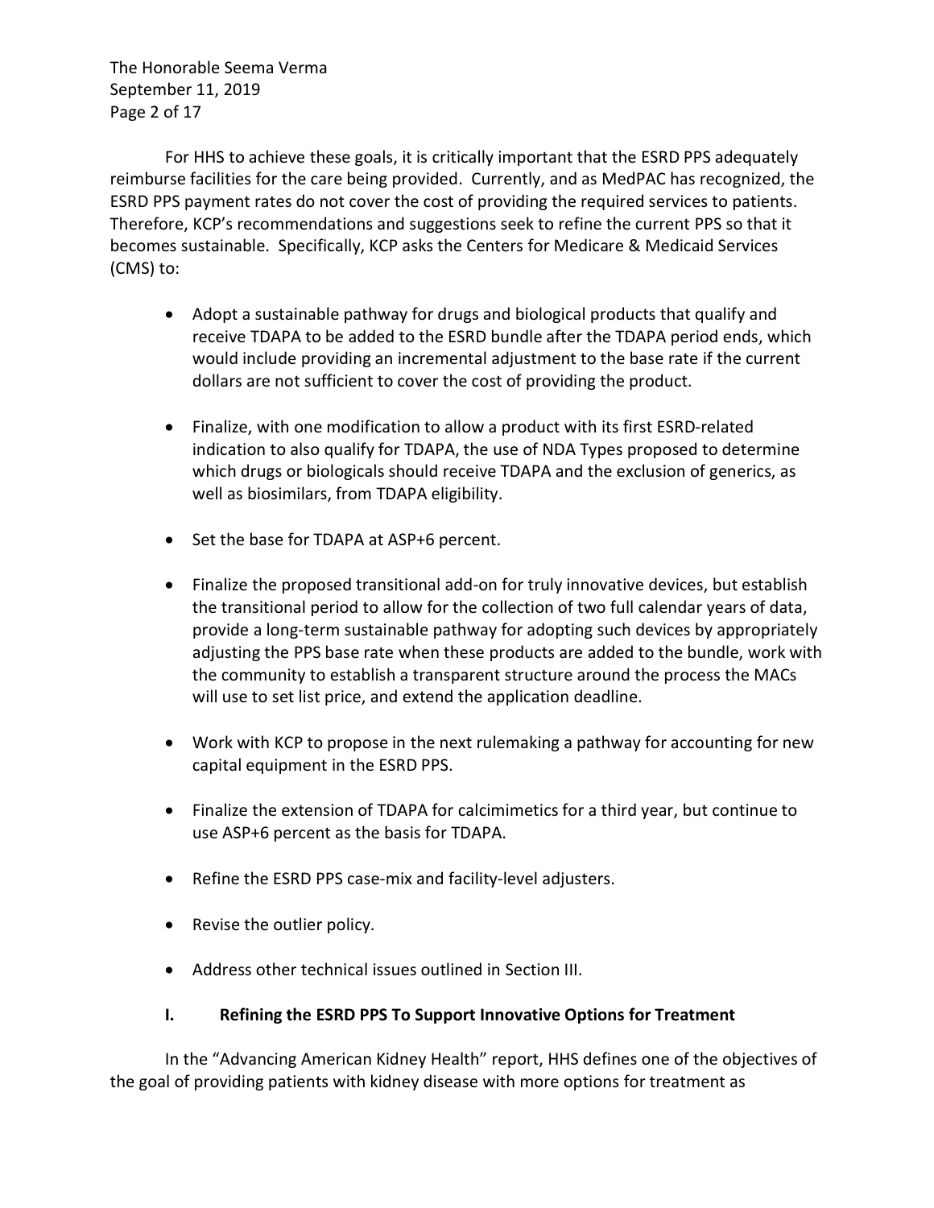For HHS to achieve these goals, it is critically important that the ESRD PPS adequately reimburse facilities for the care being provided. Currently, and as MedPAC has recognized, the ESRD PPS payment rates do not cover the cost of providing the required services to patients. Therefore, KCP's recommendations and suggestions seek to refine the current PPS so that it becomes sustainable. Specifically, KCP asks the Centers for Medicare & Medicaid Services (CMS) to:

- Adopt a sustainable pathway for drugs and biological products that qualify and receive TDAPA to be added to the ESRD bundle after the TDAPA period ends, which would include providing an incremental adjustment to the base rate if the current dollars are not sufficient to cover the cost of providing the product.
- Finalize, with one modification to allow a product with its first ESRD-related indication to also qualify for TDAPA, the use of NDA Types proposed to determine which drugs or biologicals should receive TDAPA and the exclusion of generics, as well as biosimilars, from TDAPA eligibility.
- Set the base for TDAPA at ASP+6 percent.
- Finalize the proposed transitional add-on for truly innovative devices, but establish the transitional period to allow for the collection of two full calendar years of data, provide a long-term sustainable pathway for adopting such devices by appropriately adjusting the PPS base rate when these products are added to the bundle, work with the community to establish a transparent structure around the process the MACs will use to set list price, and extend the application deadline.
- Work with KCP to propose in the next rulemaking a pathway for accounting for new capital equipment in the ESRD PPS.
- Finalize the extension of TDAPA for calcimimetics for a third year, but continue to use ASP+6 percent as the basis for TDAPA.
- Refine the ESRD PPS case-mix and facility-level adjusters.
- Revise the outlier policy.
- Address other technical issues outlined in Section III.

## I. Refining the ESRD PPS To Support Innovative Options for Treatment

In the "Advancing American Kidney Health" report, HHS defines one of the objectives of the goal of providing patients with kidney disease with more options for treatment as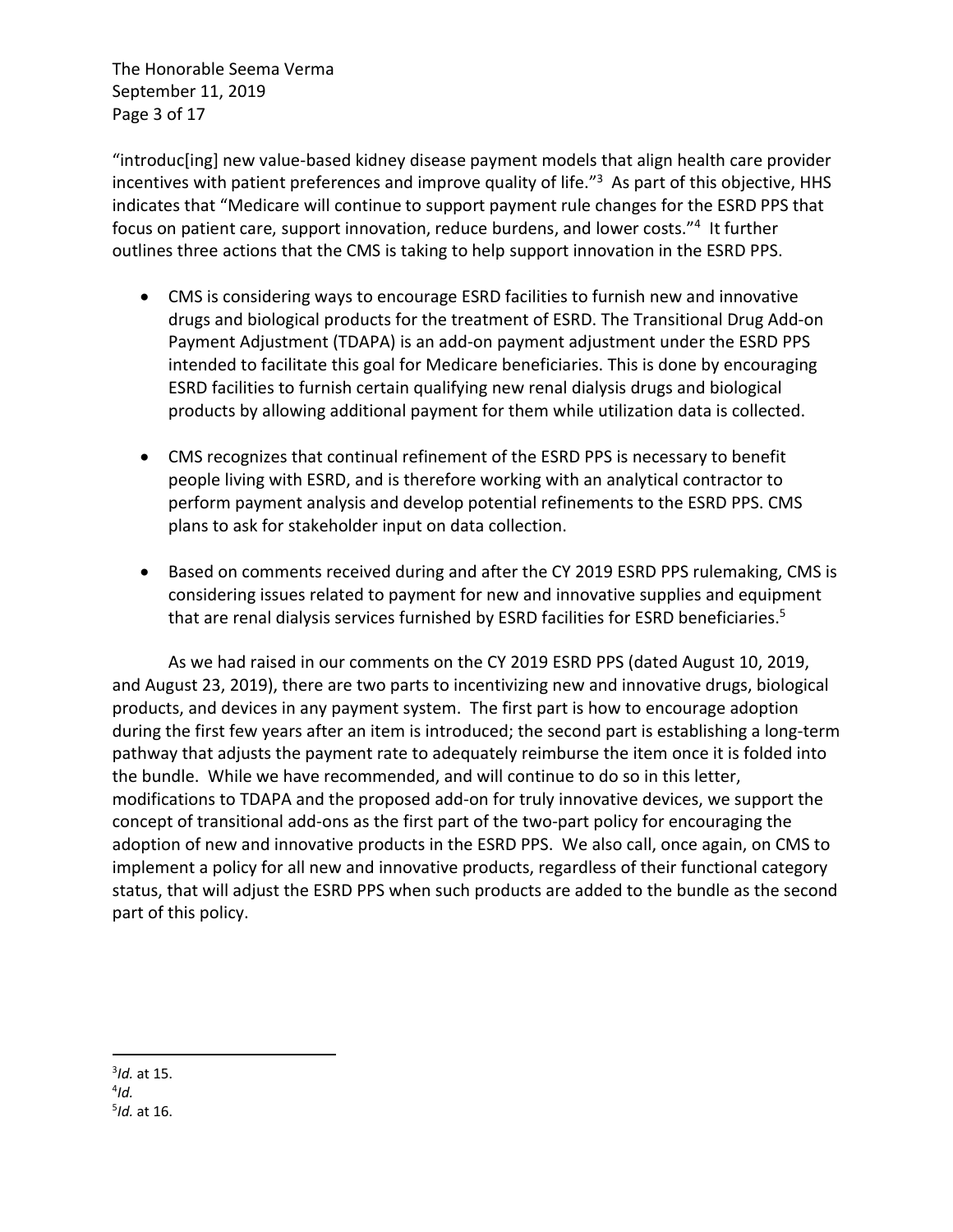"introduc[ing] new value-based kidney disease payment models that align health care provider incentives with patient preferences and improve quality of life."[3] As part of this objective, HHS indicates that "Medicare will continue to support payment rule changes for the ESRD PPS that focus on patient care, support innovation, reduce burdens, and lower costs."[4] It further outlines three actions that the CMS is taking to help support innovation in the ESRD PPS.

- CMS is considering ways to encourage ESRD facilities to furnish new and innovative drugs and biological products for the treatment of ESRD. The Transitional Drug Add-on Payment Adjustment (TDAPA) is an add-on payment adjustment under the ESRD PPS intended to facilitate this goal for Medicare beneficiaries. This is done by encouraging ESRD facilities to furnish certain qualifying new renal dialysis drugs and biological products by allowing additional payment for them while utilization data is collected.

- CMS recognizes that continual refinement of the ESRD PPS is necessary to benefit people living with ESRD, and is therefore working with an analytical contractor to perform payment analysis and develop potential refinements to the ESRD PPS. CMS plans to ask for stakeholder input on data collection.

- Based on comments received during and after the CY 2019 ESRD PPS rulemaking, CMS is considering issues related to payment for new and innovative supplies and equipment that are renal dialysis services furnished by ESRD facilities for ESRD beneficiaries.[5]

As we had raised in our comments on the CY 2019 ESRD PPS (dated August 10, 2019, and August 23, 2019), there are two parts to incentivizing new and innovative drugs, biological products, and devices in any payment system. The first part is how to encourage adoption during the first few years after an item is introduced; the second part is establishing a long-term pathway that adjusts the payment rate to adequately reimburse the item once it is folded into the bundle. While we have recommended, and will continue to do so in this letter, modifications to TDAPA and the proposed add-on for truly innovative devices, we support the concept of transitional add-ons as the first part of the two-part policy for encouraging the adoption of new and innovative products in the ESRD PPS. We also call, once again, on CMS to implement a policy for all new and innovative products, regardless of their functional category status, that will adjust the ESRD PPS when such products are added to the bundle as the second part of this policy.

---

[3] *Id.* at 15.
[4] *Id.*
[5] *Id.* at 16.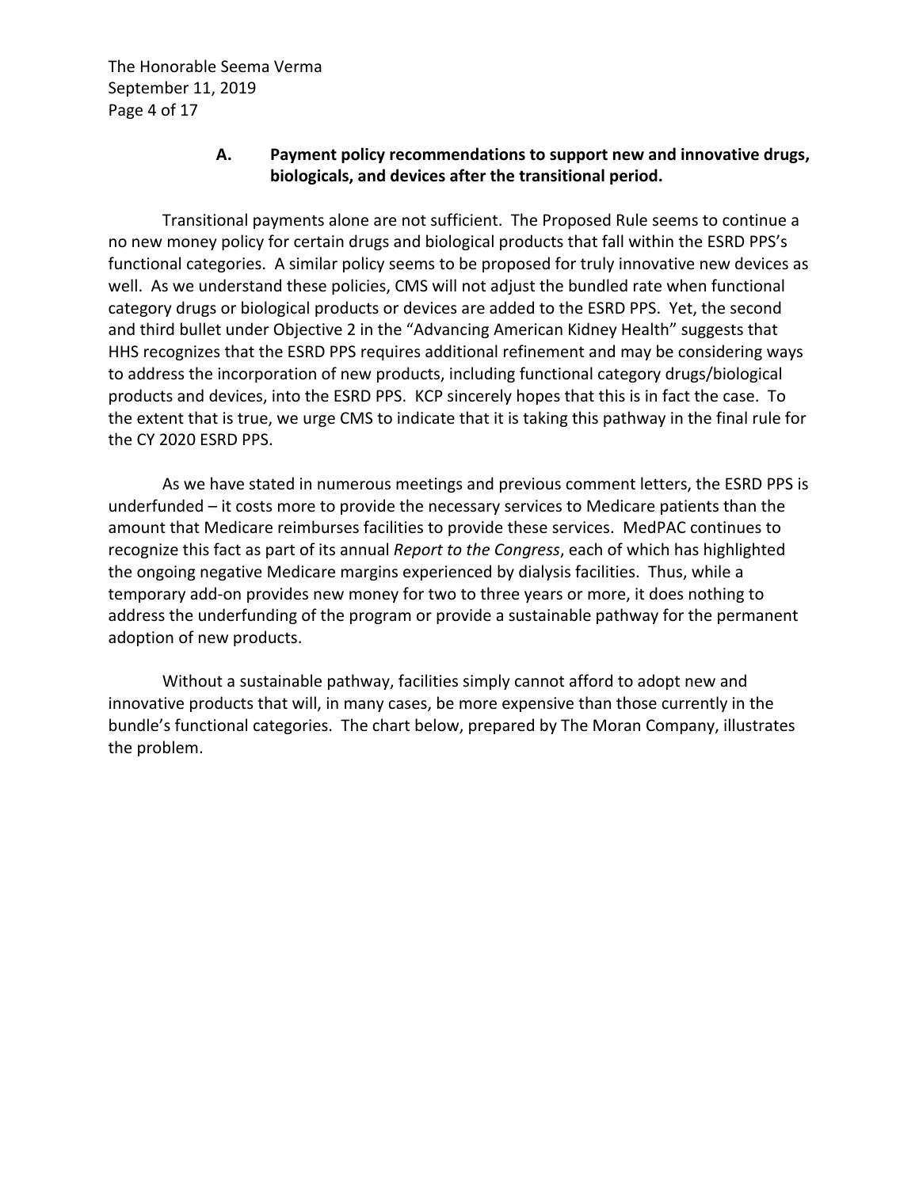### A. Payment policy recommendations to support new and innovative drugs, biologicals, and devices after the transitional period.

Transitional payments alone are not sufficient. The Proposed Rule seems to continue a no new money policy for certain drugs and biological products that fall within the ESRD PPS's functional categories. A similar policy seems to be proposed for truly innovative new devices as well. As we understand these policies, CMS will not adjust the bundled rate when functional category drugs or biological products or devices are added to the ESRD PPS. Yet, the second and third bullet under Objective 2 in the "Advancing American Kidney Health" suggests that HHS recognizes that the ESRD PPS requires additional refinement and may be considering ways to address the incorporation of new products, including functional category drugs/biological products and devices, into the ESRD PPS. KCP sincerely hopes that this is in fact the case. To the extent that is true, we urge CMS to indicate that it is taking this pathway in the final rule for the CY 2020 ESRD PPS.

As we have stated in numerous meetings and previous comment letters, the ESRD PPS is underfunded – it costs more to provide the necessary services to Medicare patients than the amount that Medicare reimburses facilities to provide these services. MedPAC continues to recognize this fact as part of its annual *Report to the Congress*, each of which has highlighted the ongoing negative Medicare margins experienced by dialysis facilities. Thus, while a temporary add-on provides new money for two to three years or more, it does nothing to address the underfunding of the program or provide a sustainable pathway for the permanent adoption of new products.

Without a sustainable pathway, facilities simply cannot afford to adopt new and innovative products that will, in many cases, be more expensive than those currently in the bundle's functional categories. The chart below, prepared by The Moran Company, illustrates the problem.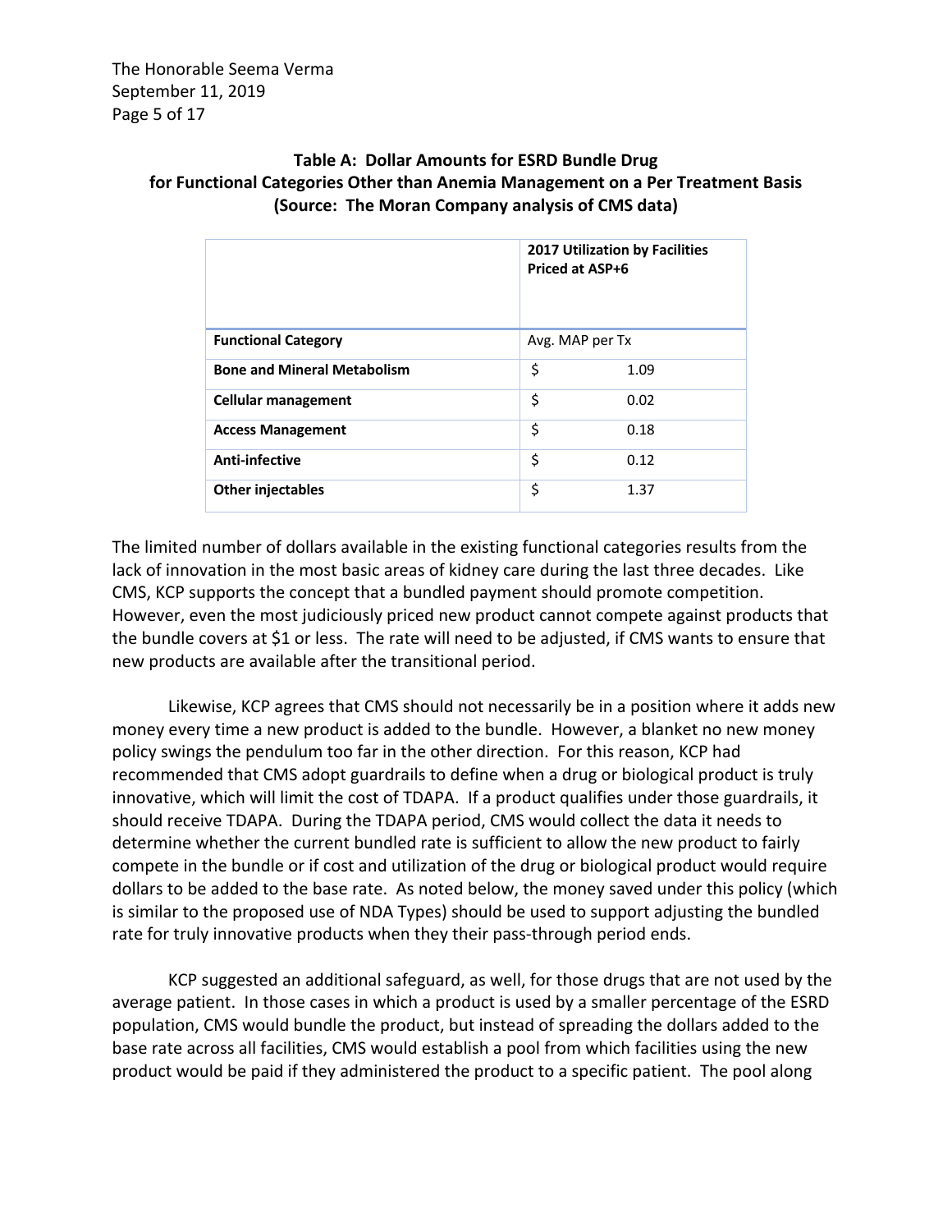**Table A: Dollar Amounts for ESRD Bundle Drug for Functional Categories Other than Anemia Management on a Per Treatment Basis (Source: The Moran Company analysis of CMS data)**

| | 2017 Utilization by Facilities Priced at ASP+6 |
|---|---|
| **Functional Category** | Avg. MAP per Tx |
| **Bone and Mineral Metabolism** | $ 1.09 |
| **Cellular management** | $ 0.02 |
| **Access Management** | $ 0.18 |
| **Anti-infective** | $ 0.12 |
| **Other injectables** | $ 1.37 |

The limited number of dollars available in the existing functional categories results from the lack of innovation in the most basic areas of kidney care during the last three decades. Like CMS, KCP supports the concept that a bundled payment should promote competition. However, even the most judiciously priced new product cannot compete against products that the bundle covers at $1 or less. The rate will need to be adjusted, if CMS wants to ensure that new products are available after the transitional period.

Likewise, KCP agrees that CMS should not necessarily be in a position where it adds new money every time a new product is added to the bundle. However, a blanket no new money policy swings the pendulum too far in the other direction. For this reason, KCP had recommended that CMS adopt guardrails to define when a drug or biological product is truly innovative, which will limit the cost of TDAPA. If a product qualifies under those guardrails, it should receive TDAPA. During the TDAPA period, CMS would collect the data it needs to determine whether the current bundled rate is sufficient to allow the new product to fairly compete in the bundle or if cost and utilization of the drug or biological product would require dollars to be added to the base rate. As noted below, the money saved under this policy (which is similar to the proposed use of NDA Types) should be used to support adjusting the bundled rate for truly innovative products when they their pass-through period ends.

KCP suggested an additional safeguard, as well, for those drugs that are not used by the average patient. In those cases in which a product is used by a smaller percentage of the ESRD population, CMS would bundle the product, but instead of spreading the dollars added to the base rate across all facilities, CMS would establish a pool from which facilities using the new product would be paid if they administered the product to a specific patient. The pool along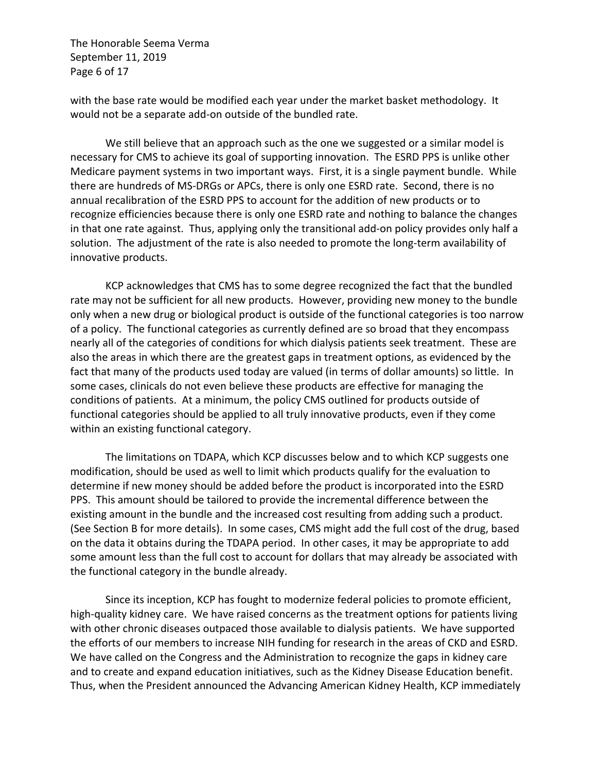with the base rate would be modified each year under the market basket methodology. It would not be a separate add-on outside of the bundled rate.

We still believe that an approach such as the one we suggested or a similar model is necessary for CMS to achieve its goal of supporting innovation. The ESRD PPS is unlike other Medicare payment systems in two important ways. First, it is a single payment bundle. While there are hundreds of MS-DRGs or APCs, there is only one ESRD rate. Second, there is no annual recalibration of the ESRD PPS to account for the addition of new products or to recognize efficiencies because there is only one ESRD rate and nothing to balance the changes in that one rate against. Thus, applying only the transitional add-on policy provides only half a solution. The adjustment of the rate is also needed to promote the long-term availability of innovative products.

KCP acknowledges that CMS has to some degree recognized the fact that the bundled rate may not be sufficient for all new products. However, providing new money to the bundle only when a new drug or biological product is outside of the functional categories is too narrow of a policy. The functional categories as currently defined are so broad that they encompass nearly all of the categories of conditions for which dialysis patients seek treatment. These are also the areas in which there are the greatest gaps in treatment options, as evidenced by the fact that many of the products used today are valued (in terms of dollar amounts) so little. In some cases, clinicals do not even believe these products are effective for managing the conditions of patients. At a minimum, the policy CMS outlined for products outside of functional categories should be applied to all truly innovative products, even if they come within an existing functional category.

The limitations on TDAPA, which KCP discusses below and to which KCP suggests one modification, should be used as well to limit which products qualify for the evaluation to determine if new money should be added before the product is incorporated into the ESRD PPS. This amount should be tailored to provide the incremental difference between the existing amount in the bundle and the increased cost resulting from adding such a product. (See Section B for more details). In some cases, CMS might add the full cost of the drug, based on the data it obtains during the TDAPA period. In other cases, it may be appropriate to add some amount less than the full cost to account for dollars that may already be associated with the functional category in the bundle already.

Since its inception, KCP has fought to modernize federal policies to promote efficient, high-quality kidney care. We have raised concerns as the treatment options for patients living with other chronic diseases outpaced those available to dialysis patients. We have supported the efforts of our members to increase NIH funding for research in the areas of CKD and ESRD. We have called on the Congress and the Administration to recognize the gaps in kidney care and to create and expand education initiatives, such as the Kidney Disease Education benefit. Thus, when the President announced the Advancing American Kidney Health, KCP immediately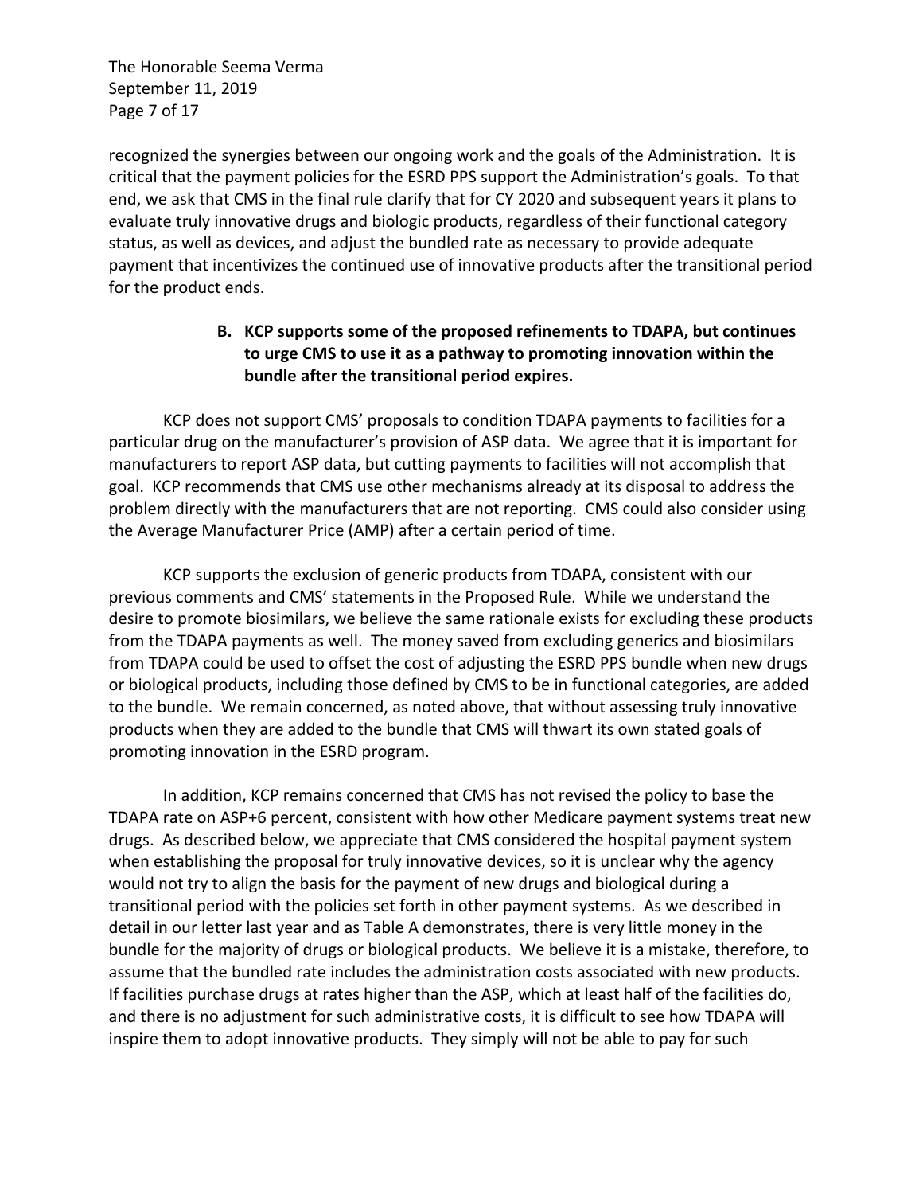recognized the synergies between our ongoing work and the goals of the Administration. It is critical that the payment policies for the ESRD PPS support the Administration's goals. To that end, we ask that CMS in the final rule clarify that for CY 2020 and subsequent years it plans to evaluate truly innovative drugs and biologic products, regardless of their functional category status, as well as devices, and adjust the bundled rate as necessary to provide adequate payment that incentivizes the continued use of innovative products after the transitional period for the product ends.

**B. KCP supports some of the proposed refinements to TDAPA, but continues to urge CMS to use it as a pathway to promoting innovation within the bundle after the transitional period expires.**

KCP does not support CMS' proposals to condition TDAPA payments to facilities for a particular drug on the manufacturer's provision of ASP data. We agree that it is important for manufacturers to report ASP data, but cutting payments to facilities will not accomplish that goal. KCP recommends that CMS use other mechanisms already at its disposal to address the problem directly with the manufacturers that are not reporting. CMS could also consider using the Average Manufacturer Price (AMP) after a certain period of time.

KCP supports the exclusion of generic products from TDAPA, consistent with our previous comments and CMS' statements in the Proposed Rule. While we understand the desire to promote biosimilars, we believe the same rationale exists for excluding these products from the TDAPA payments as well. The money saved from excluding generics and biosimilars from TDAPA could be used to offset the cost of adjusting the ESRD PPS bundle when new drugs or biological products, including those defined by CMS to be in functional categories, are added to the bundle. We remain concerned, as noted above, that without assessing truly innovative products when they are added to the bundle that CMS will thwart its own stated goals of promoting innovation in the ESRD program.

In addition, KCP remains concerned that CMS has not revised the policy to base the TDAPA rate on ASP+6 percent, consistent with how other Medicare payment systems treat new drugs. As described below, we appreciate that CMS considered the hospital payment system when establishing the proposal for truly innovative devices, so it is unclear why the agency would not try to align the basis for the payment of new drugs and biological during a transitional period with the policies set forth in other payment systems. As we described in detail in our letter last year and as Table A demonstrates, there is very little money in the bundle for the majority of drugs or biological products. We believe it is a mistake, therefore, to assume that the bundled rate includes the administration costs associated with new products. If facilities purchase drugs at rates higher than the ASP, which at least half of the facilities do, and there is no adjustment for such administrative costs, it is difficult to see how TDAPA will inspire them to adopt innovative products. They simply will not be able to pay for such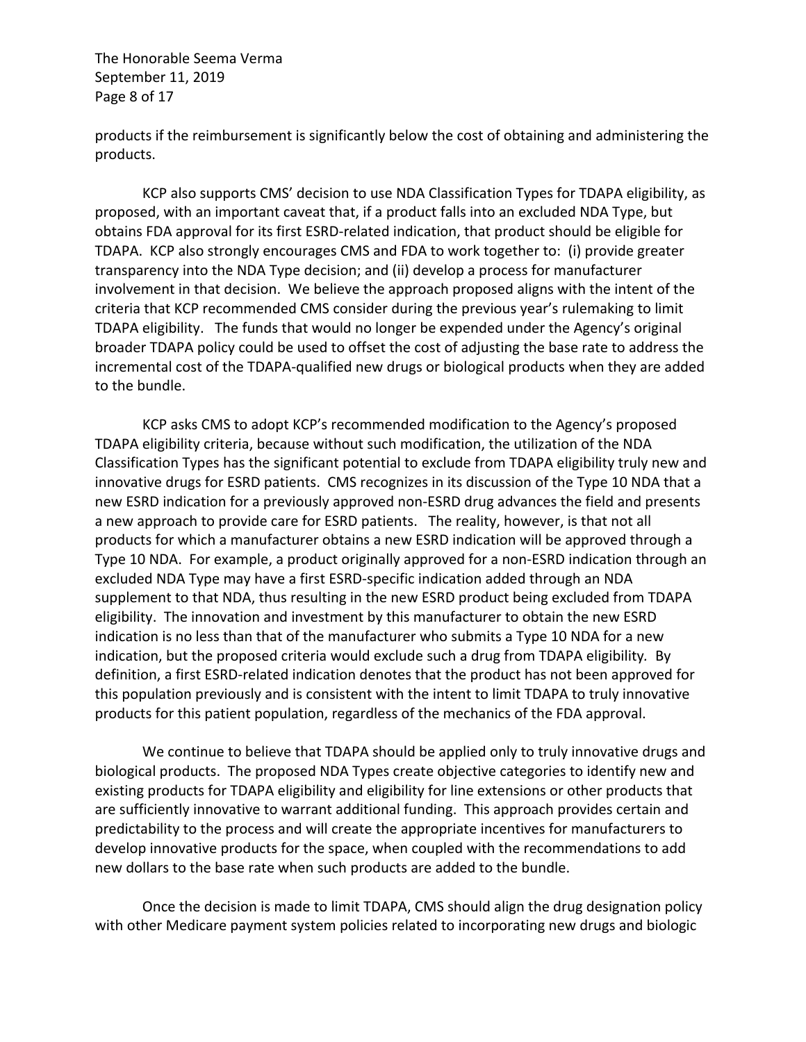products if the reimbursement is significantly below the cost of obtaining and administering the products.

KCP also supports CMS' decision to use NDA Classification Types for TDAPA eligibility, as proposed, with an important caveat that, if a product falls into an excluded NDA Type, but obtains FDA approval for its first ESRD-related indication, that product should be eligible for TDAPA. KCP also strongly encourages CMS and FDA to work together to: (i) provide greater transparency into the NDA Type decision; and (ii) develop a process for manufacturer involvement in that decision. We believe the approach proposed aligns with the intent of the criteria that KCP recommended CMS consider during the previous year's rulemaking to limit TDAPA eligibility. The funds that would no longer be expended under the Agency's original broader TDAPA policy could be used to offset the cost of adjusting the base rate to address the incremental cost of the TDAPA-qualified new drugs or biological products when they are added to the bundle.

KCP asks CMS to adopt KCP's recommended modification to the Agency's proposed TDAPA eligibility criteria, because without such modification, the utilization of the NDA Classification Types has the significant potential to exclude from TDAPA eligibility truly new and innovative drugs for ESRD patients. CMS recognizes in its discussion of the Type 10 NDA that a new ESRD indication for a previously approved non-ESRD drug advances the field and presents a new approach to provide care for ESRD patients. The reality, however, is that not all products for which a manufacturer obtains a new ESRD indication will be approved through a Type 10 NDA. For example, a product originally approved for a non-ESRD indication through an excluded NDA Type may have a first ESRD-specific indication added through an NDA supplement to that NDA, thus resulting in the new ESRD product being excluded from TDAPA eligibility. The innovation and investment by this manufacturer to obtain the new ESRD indication is no less than that of the manufacturer who submits a Type 10 NDA for a new indication, but the proposed criteria would exclude such a drug from TDAPA eligibility. By definition, a first ESRD-related indication denotes that the product has not been approved for this population previously and is consistent with the intent to limit TDAPA to truly innovative products for this patient population, regardless of the mechanics of the FDA approval.

We continue to believe that TDAPA should be applied only to truly innovative drugs and biological products. The proposed NDA Types create objective categories to identify new and existing products for TDAPA eligibility and eligibility for line extensions or other products that are sufficiently innovative to warrant additional funding. This approach provides certain and predictability to the process and will create the appropriate incentives for manufacturers to develop innovative products for the space, when coupled with the recommendations to add new dollars to the base rate when such products are added to the bundle.

Once the decision is made to limit TDAPA, CMS should align the drug designation policy with other Medicare payment system policies related to incorporating new drugs and biologic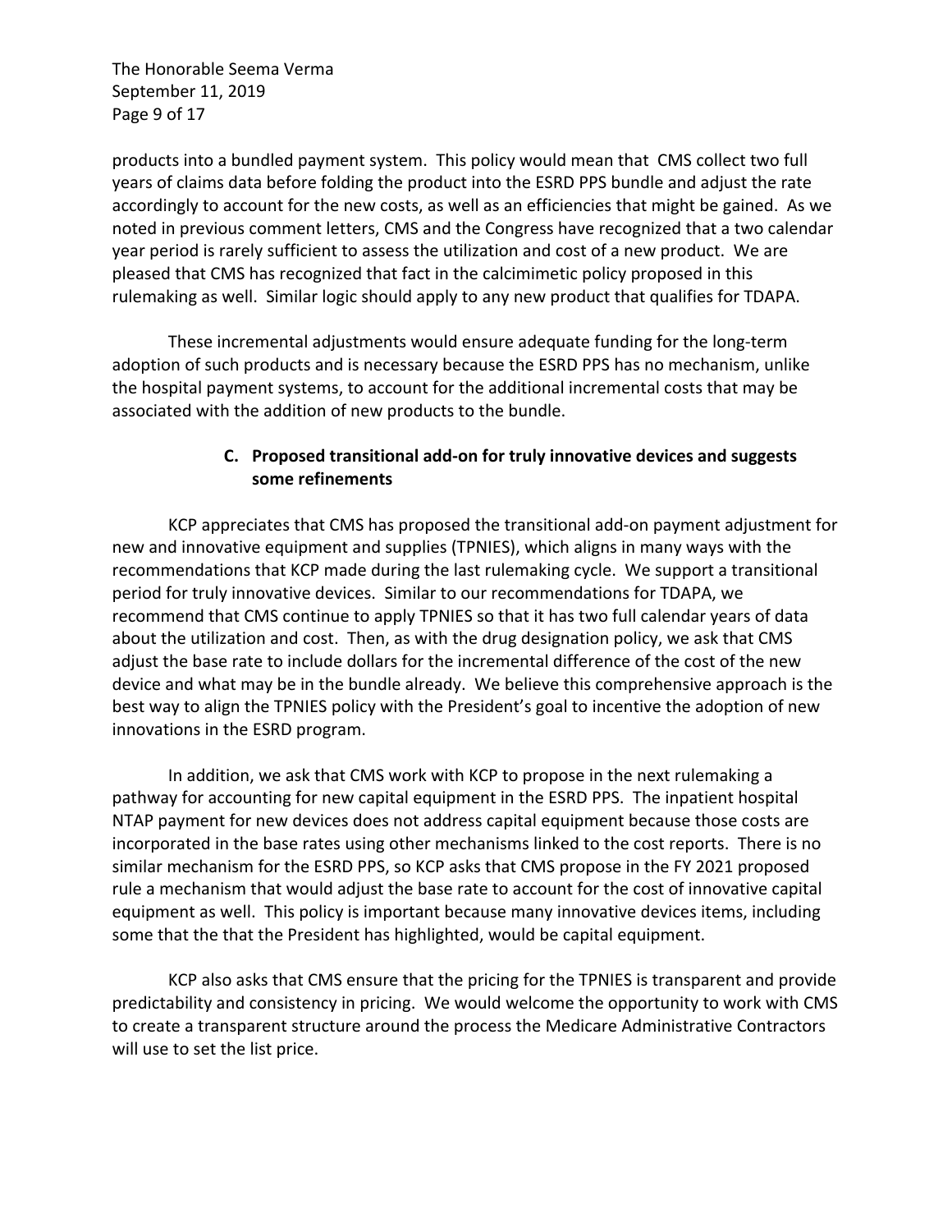products into a bundled payment system. This policy would mean that CMS collect two full years of claims data before folding the product into the ESRD PPS bundle and adjust the rate accordingly to account for the new costs, as well as an efficiencies that might be gained. As we noted in previous comment letters, CMS and the Congress have recognized that a two calendar year period is rarely sufficient to assess the utilization and cost of a new product. We are pleased that CMS has recognized that fact in the calcimimetic policy proposed in this rulemaking as well. Similar logic should apply to any new product that qualifies for TDAPA.

These incremental adjustments would ensure adequate funding for the long-term adoption of such products and is necessary because the ESRD PPS has no mechanism, unlike the hospital payment systems, to account for the additional incremental costs that may be associated with the addition of new products to the bundle.

### C. Proposed transitional add-on for truly innovative devices and suggests some refinements

KCP appreciates that CMS has proposed the transitional add-on payment adjustment for new and innovative equipment and supplies (TPNIES), which aligns in many ways with the recommendations that KCP made during the last rulemaking cycle. We support a transitional period for truly innovative devices. Similar to our recommendations for TDAPA, we recommend that CMS continue to apply TPNIES so that it has two full calendar years of data about the utilization and cost. Then, as with the drug designation policy, we ask that CMS adjust the base rate to include dollars for the incremental difference of the cost of the new device and what may be in the bundle already. We believe this comprehensive approach is the best way to align the TPNIES policy with the President's goal to incentive the adoption of new innovations in the ESRD program.

In addition, we ask that CMS work with KCP to propose in the next rulemaking a pathway for accounting for new capital equipment in the ESRD PPS. The inpatient hospital NTAP payment for new devices does not address capital equipment because those costs are incorporated in the base rates using other mechanisms linked to the cost reports. There is no similar mechanism for the ESRD PPS, so KCP asks that CMS propose in the FY 2021 proposed rule a mechanism that would adjust the base rate to account for the cost of innovative capital equipment as well. This policy is important because many innovative devices items, including some that the that the President has highlighted, would be capital equipment.

KCP also asks that CMS ensure that the pricing for the TPNIES is transparent and provide predictability and consistency in pricing. We would welcome the opportunity to work with CMS to create a transparent structure around the process the Medicare Administrative Contractors will use to set the list price.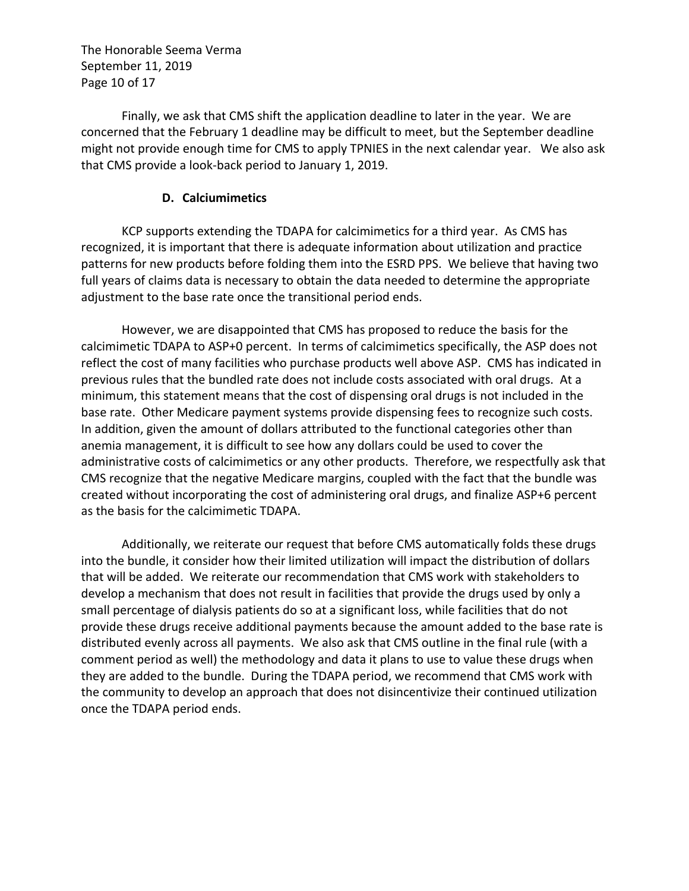Finally, we ask that CMS shift the application deadline to later in the year. We are concerned that the February 1 deadline may be difficult to meet, but the September deadline might not provide enough time for CMS to apply TPNIES in the next calendar year. We also ask that CMS provide a look-back period to January 1, 2019.

### D. Calciumimetics

KCP supports extending the TDAPA for calcimimetics for a third year. As CMS has recognized, it is important that there is adequate information about utilization and practice patterns for new products before folding them into the ESRD PPS. We believe that having two full years of claims data is necessary to obtain the data needed to determine the appropriate adjustment to the base rate once the transitional period ends.

However, we are disappointed that CMS has proposed to reduce the basis for the calcimimetic TDAPA to ASP+0 percent. In terms of calcimimetics specifically, the ASP does not reflect the cost of many facilities who purchase products well above ASP. CMS has indicated in previous rules that the bundled rate does not include costs associated with oral drugs. At a minimum, this statement means that the cost of dispensing oral drugs is not included in the base rate. Other Medicare payment systems provide dispensing fees to recognize such costs. In addition, given the amount of dollars attributed to the functional categories other than anemia management, it is difficult to see how any dollars could be used to cover the administrative costs of calcimimetics or any other products. Therefore, we respectfully ask that CMS recognize that the negative Medicare margins, coupled with the fact that the bundle was created without incorporating the cost of administering oral drugs, and finalize ASP+6 percent as the basis for the calcimimetic TDAPA.

Additionally, we reiterate our request that before CMS automatically folds these drugs into the bundle, it consider how their limited utilization will impact the distribution of dollars that will be added. We reiterate our recommendation that CMS work with stakeholders to develop a mechanism that does not result in facilities that provide the drugs used by only a small percentage of dialysis patients do so at a significant loss, while facilities that do not provide these drugs receive additional payments because the amount added to the base rate is distributed evenly across all payments. We also ask that CMS outline in the final rule (with a comment period as well) the methodology and data it plans to use to value these drugs when they are added to the bundle. During the TDAPA period, we recommend that CMS work with the community to develop an approach that does not disincentivize their continued utilization once the TDAPA period ends.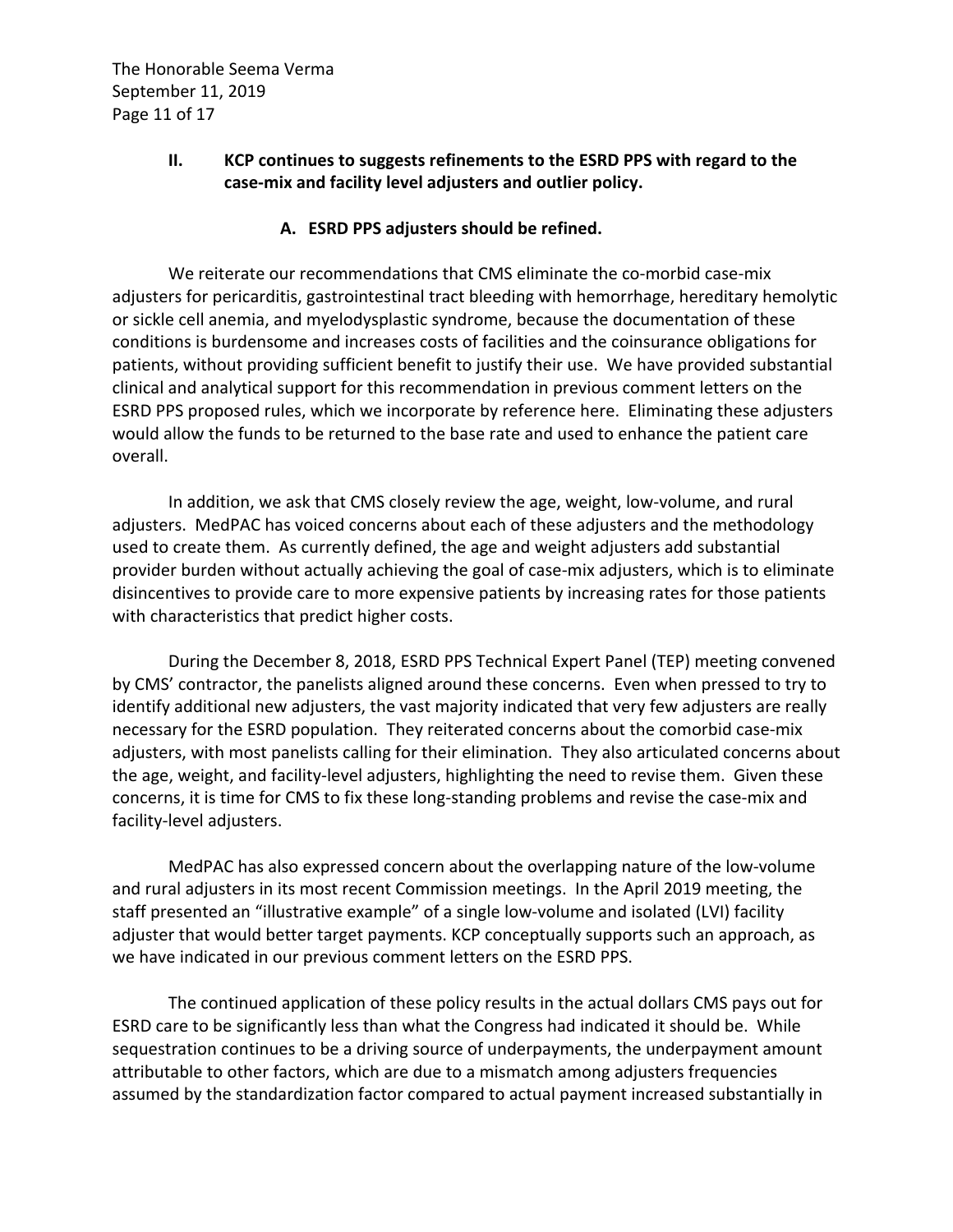## II. KCP continues to suggests refinements to the ESRD PPS with regard to the case-mix and facility level adjusters and outlier policy.

### A. ESRD PPS adjusters should be refined.

We reiterate our recommendations that CMS eliminate the co-morbid case-mix adjusters for pericarditis, gastrointestinal tract bleeding with hemorrhage, hereditary hemolytic or sickle cell anemia, and myelodysplastic syndrome, because the documentation of these conditions is burdensome and increases costs of facilities and the coinsurance obligations for patients, without providing sufficient benefit to justify their use. We have provided substantial clinical and analytical support for this recommendation in previous comment letters on the ESRD PPS proposed rules, which we incorporate by reference here. Eliminating these adjusters would allow the funds to be returned to the base rate and used to enhance the patient care overall.

In addition, we ask that CMS closely review the age, weight, low-volume, and rural adjusters. MedPAC has voiced concerns about each of these adjusters and the methodology used to create them. As currently defined, the age and weight adjusters add substantial provider burden without actually achieving the goal of case-mix adjusters, which is to eliminate disincentives to provide care to more expensive patients by increasing rates for those patients with characteristics that predict higher costs.

During the December 8, 2018, ESRD PPS Technical Expert Panel (TEP) meeting convened by CMS' contractor, the panelists aligned around these concerns. Even when pressed to try to identify additional new adjusters, the vast majority indicated that very few adjusters are really necessary for the ESRD population. They reiterated concerns about the comorbid case-mix adjusters, with most panelists calling for their elimination. They also articulated concerns about the age, weight, and facility-level adjusters, highlighting the need to revise them. Given these concerns, it is time for CMS to fix these long-standing problems and revise the case-mix and facility-level adjusters.

MedPAC has also expressed concern about the overlapping nature of the low-volume and rural adjusters in its most recent Commission meetings. In the April 2019 meeting, the staff presented an "illustrative example" of a single low-volume and isolated (LVI) facility adjuster that would better target payments. KCP conceptually supports such an approach, as we have indicated in our previous comment letters on the ESRD PPS.

The continued application of these policy results in the actual dollars CMS pays out for ESRD care to be significantly less than what the Congress had indicated it should be. While sequestration continues to be a driving source of underpayments, the underpayment amount attributable to other factors, which are due to a mismatch among adjusters frequencies assumed by the standardization factor compared to actual payment increased substantially in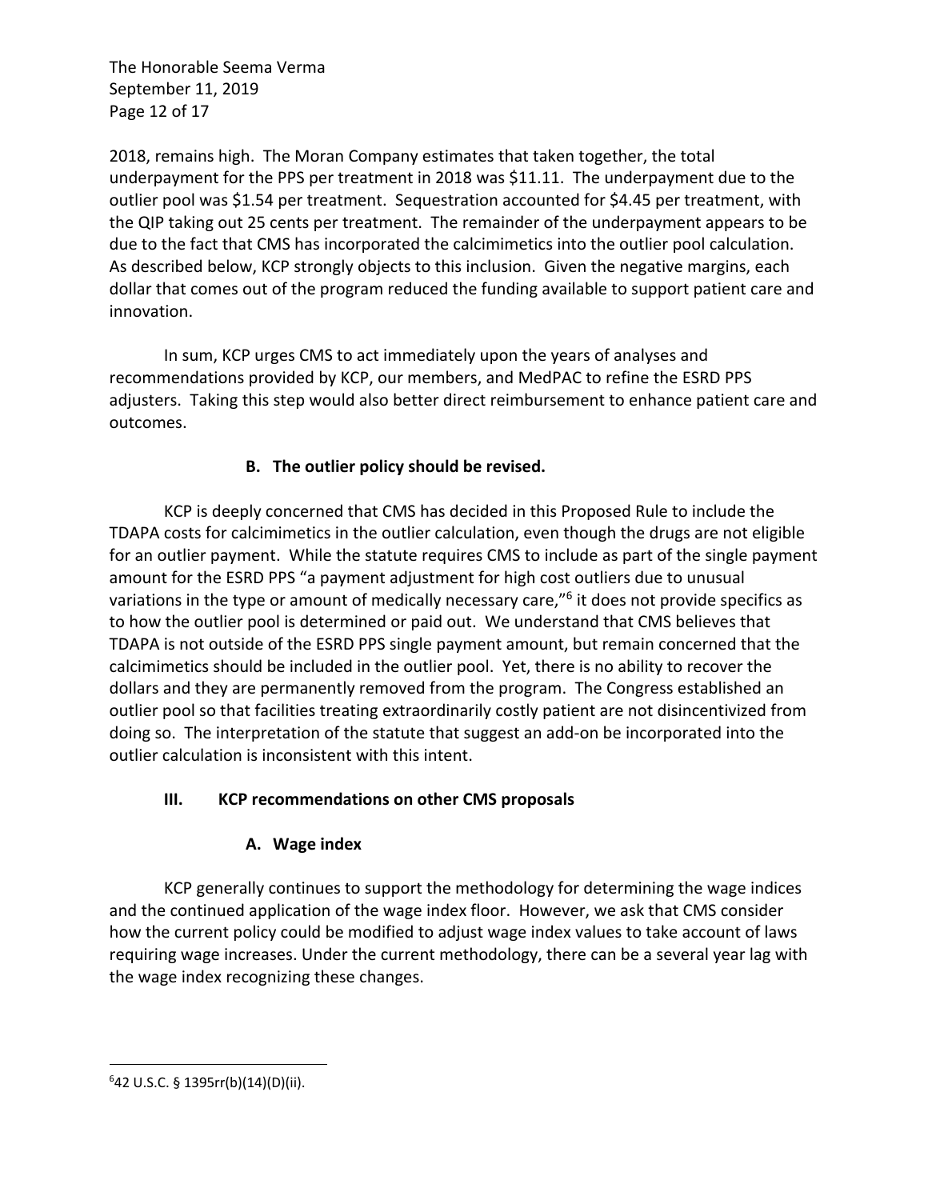2018, remains high. The Moran Company estimates that taken together, the total underpayment for the PPS per treatment in 2018 was $11.11. The underpayment due to the outlier pool was $1.54 per treatment. Sequestration accounted for $4.45 per treatment, with the QIP taking out 25 cents per treatment. The remainder of the underpayment appears to be due to the fact that CMS has incorporated the calcimimetics into the outlier pool calculation. As described below, KCP strongly objects to this inclusion. Given the negative margins, each dollar that comes out of the program reduced the funding available to support patient care and innovation.

In sum, KCP urges CMS to act immediately upon the years of analyses and recommendations provided by KCP, our members, and MedPAC to refine the ESRD PPS adjusters. Taking this step would also better direct reimbursement to enhance patient care and outcomes.

### B. The outlier policy should be revised.

KCP is deeply concerned that CMS has decided in this Proposed Rule to include the TDAPA costs for calcimimetics in the outlier calculation, even though the drugs are not eligible for an outlier payment. While the statute requires CMS to include as part of the single payment amount for the ESRD PPS "a payment adjustment for high cost outliers due to unusual variations in the type or amount of medically necessary care,"[6] it does not provide specifics as to how the outlier pool is determined or paid out. We understand that CMS believes that TDAPA is not outside of the ESRD PPS single payment amount, but remain concerned that the calcimimetics should be included in the outlier pool. Yet, there is no ability to recover the dollars and they are permanently removed from the program. The Congress established an outlier pool so that facilities treating extraordinarily costly patient are not disincentivized from doing so. The interpretation of the statute that suggest an add-on be incorporated into the outlier calculation is inconsistent with this intent.

## III. KCP recommendations on other CMS proposals

### A. Wage index

KCP generally continues to support the methodology for determining the wage indices and the continued application of the wage index floor. However, we ask that CMS consider how the current policy could be modified to adjust wage index values to take account of laws requiring wage increases. Under the current methodology, there can be a several year lag with the wage index recognizing these changes.

---

[6] 42 U.S.C. § 1395rr(b)(14)(D)(ii).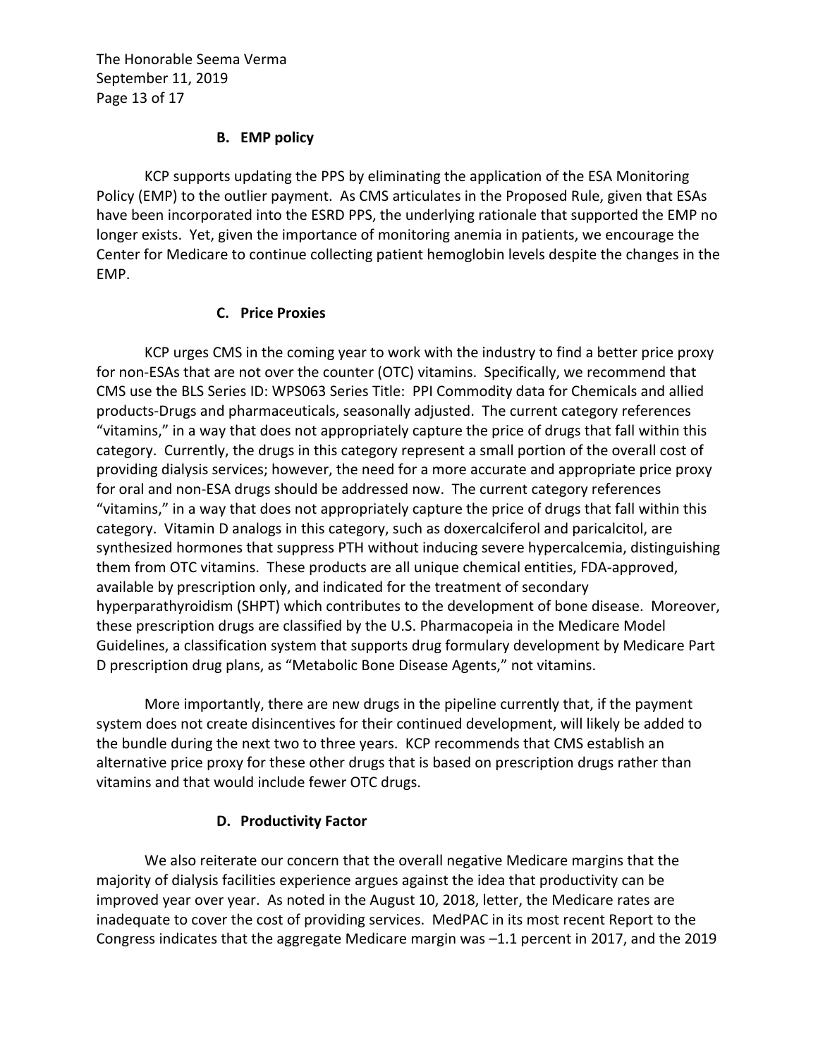### B. EMP policy

KCP supports updating the PPS by eliminating the application of the ESA Monitoring Policy (EMP) to the outlier payment. As CMS articulates in the Proposed Rule, given that ESAs have been incorporated into the ESRD PPS, the underlying rationale that supported the EMP no longer exists. Yet, given the importance of monitoring anemia in patients, we encourage the Center for Medicare to continue collecting patient hemoglobin levels despite the changes in the EMP.

### C. Price Proxies

KCP urges CMS in the coming year to work with the industry to find a better price proxy for non-ESAs that are not over the counter (OTC) vitamins. Specifically, we recommend that CMS use the BLS Series ID: WPS063 Series Title: PPI Commodity data for Chemicals and allied products-Drugs and pharmaceuticals, seasonally adjusted. The current category references "vitamins," in a way that does not appropriately capture the price of drugs that fall within this category. Currently, the drugs in this category represent a small portion of the overall cost of providing dialysis services; however, the need for a more accurate and appropriate price proxy for oral and non-ESA drugs should be addressed now. The current category references "vitamins," in a way that does not appropriately capture the price of drugs that fall within this category. Vitamin D analogs in this category, such as doxercalciferol and paricalcitol, are synthesized hormones that suppress PTH without inducing severe hypercalcemia, distinguishing them from OTC vitamins. These products are all unique chemical entities, FDA-approved, available by prescription only, and indicated for the treatment of secondary hyperparathyroidism (SHPT) which contributes to the development of bone disease. Moreover, these prescription drugs are classified by the U.S. Pharmacopeia in the Medicare Model Guidelines, a classification system that supports drug formulary development by Medicare Part D prescription drug plans, as "Metabolic Bone Disease Agents," not vitamins.

More importantly, there are new drugs in the pipeline currently that, if the payment system does not create disincentives for their continued development, will likely be added to the bundle during the next two to three years. KCP recommends that CMS establish an alternative price proxy for these other drugs that is based on prescription drugs rather than vitamins and that would include fewer OTC drugs.

### D. Productivity Factor

We also reiterate our concern that the overall negative Medicare margins that the majority of dialysis facilities experience argues against the idea that productivity can be improved year over year. As noted in the August 10, 2018, letter, the Medicare rates are inadequate to cover the cost of providing services. MedPAC in its most recent Report to the Congress indicates that the aggregate Medicare margin was –1.1 percent in 2017, and the 2019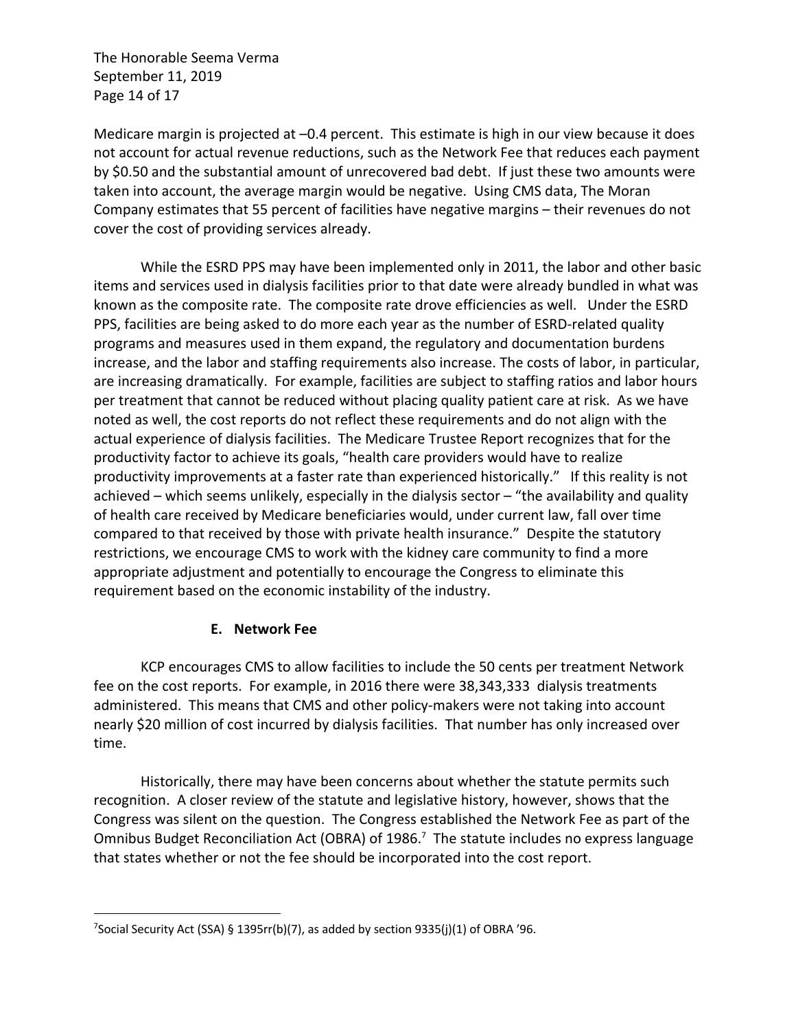Medicare margin is projected at –0.4 percent. This estimate is high in our view because it does not account for actual revenue reductions, such as the Network Fee that reduces each payment by $0.50 and the substantial amount of unrecovered bad debt. If just these two amounts were taken into account, the average margin would be negative. Using CMS data, The Moran Company estimates that 55 percent of facilities have negative margins – their revenues do not cover the cost of providing services already.

While the ESRD PPS may have been implemented only in 2011, the labor and other basic items and services used in dialysis facilities prior to that date were already bundled in what was known as the composite rate. The composite rate drove efficiencies as well. Under the ESRD PPS, facilities are being asked to do more each year as the number of ESRD-related quality programs and measures used in them expand, the regulatory and documentation burdens increase, and the labor and staffing requirements also increase. The costs of labor, in particular, are increasing dramatically. For example, facilities are subject to staffing ratios and labor hours per treatment that cannot be reduced without placing quality patient care at risk. As we have noted as well, the cost reports do not reflect these requirements and do not align with the actual experience of dialysis facilities. The Medicare Trustee Report recognizes that for the productivity factor to achieve its goals, "health care providers would have to realize productivity improvements at a faster rate than experienced historically." If this reality is not achieved – which seems unlikely, especially in the dialysis sector – "the availability and quality of health care received by Medicare beneficiaries would, under current law, fall over time compared to that received by those with private health insurance." Despite the statutory restrictions, we encourage CMS to work with the kidney care community to find a more appropriate adjustment and potentially to encourage the Congress to eliminate this requirement based on the economic instability of the industry.

### E. Network Fee

KCP encourages CMS to allow facilities to include the 50 cents per treatment Network fee on the cost reports. For example, in 2016 there were 38,343,333 dialysis treatments administered. This means that CMS and other policy-makers were not taking into account nearly $20 million of cost incurred by dialysis facilities. That number has only increased over time.

Historically, there may have been concerns about whether the statute permits such recognition. A closer review of the statute and legislative history, however, shows that the Congress was silent on the question. The Congress established the Network Fee as part of the Omnibus Budget Reconciliation Act (OBRA) of 1986.[7] The statute includes no express language that states whether or not the fee should be incorporated into the cost report.

---

[7] Social Security Act (SSA) § 1395rr(b)(7), as added by section 9335(j)(1) of OBRA '96.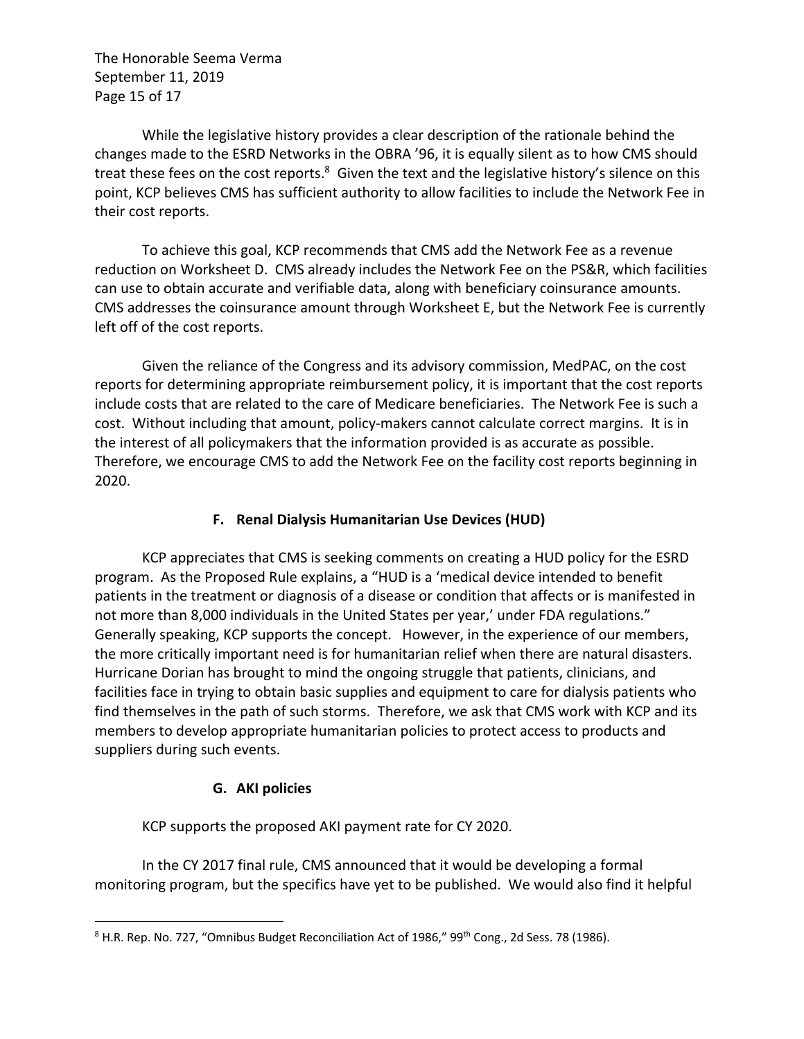While the legislative history provides a clear description of the rationale behind the changes made to the ESRD Networks in the OBRA '96, it is equally silent as to how CMS should treat these fees on the cost reports.[8] Given the text and the legislative history's silence on this point, KCP believes CMS has sufficient authority to allow facilities to include the Network Fee in their cost reports.

To achieve this goal, KCP recommends that CMS add the Network Fee as a revenue reduction on Worksheet D. CMS already includes the Network Fee on the PS&R, which facilities can use to obtain accurate and verifiable data, along with beneficiary coinsurance amounts. CMS addresses the coinsurance amount through Worksheet E, but the Network Fee is currently left off of the cost reports.

Given the reliance of the Congress and its advisory commission, MedPAC, on the cost reports for determining appropriate reimbursement policy, it is important that the cost reports include costs that are related to the care of Medicare beneficiaries. The Network Fee is such a cost. Without including that amount, policy-makers cannot calculate correct margins. It is in the interest of all policymakers that the information provided is as accurate as possible. Therefore, we encourage CMS to add the Network Fee on the facility cost reports beginning in 2020.

### F. Renal Dialysis Humanitarian Use Devices (HUD)

KCP appreciates that CMS is seeking comments on creating a HUD policy for the ESRD program. As the Proposed Rule explains, a "HUD is a 'medical device intended to benefit patients in the treatment or diagnosis of a disease or condition that affects or is manifested in not more than 8,000 individuals in the United States per year,' under FDA regulations." Generally speaking, KCP supports the concept. However, in the experience of our members, the more critically important need is for humanitarian relief when there are natural disasters. Hurricane Dorian has brought to mind the ongoing struggle that patients, clinicians, and facilities face in trying to obtain basic supplies and equipment to care for dialysis patients who find themselves in the path of such storms. Therefore, we ask that CMS work with KCP and its members to develop appropriate humanitarian policies to protect access to products and suppliers during such events.

### G. AKI policies

KCP supports the proposed AKI payment rate for CY 2020.

In the CY 2017 final rule, CMS announced that it would be developing a formal monitoring program, but the specifics have yet to be published. We would also find it helpful

---

[8] H.R. Rep. No. 727, "Omnibus Budget Reconciliation Act of 1986," 99th Cong., 2d Sess. 78 (1986).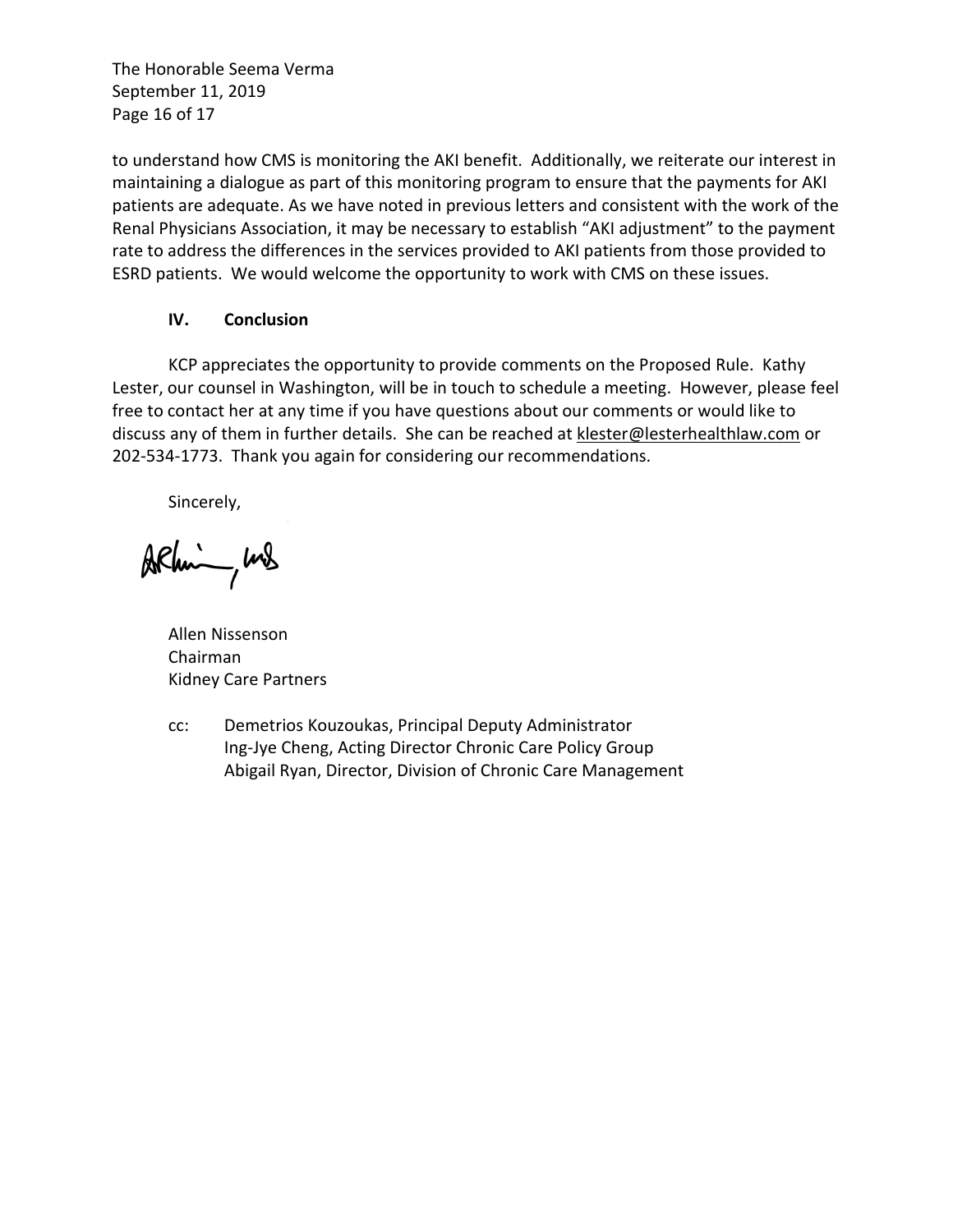to understand how CMS is monitoring the AKI benefit. Additionally, we reiterate our interest in maintaining a dialogue as part of this monitoring program to ensure that the payments for AKI patients are adequate. As we have noted in previous letters and consistent with the work of the Renal Physicians Association, it may be necessary to establish "AKI adjustment" to the payment rate to address the differences in the services provided to AKI patients from those provided to ESRD patients. We would welcome the opportunity to work with CMS on these issues.

## IV. Conclusion

KCP appreciates the opportunity to provide comments on the Proposed Rule. Kathy Lester, our counsel in Washington, will be in touch to schedule a meeting. However, please feel free to contact her at any time if you have questions about our comments or would like to discuss any of them in further details. She can be reached at klester@lesterhealthlaw.com or 202-534-1773. Thank you again for considering our recommendations.

Sincerely,

Allen Nissenson
Chairman
Kidney Care Partners

cc: Demetrios Kouzoukas, Principal Deputy Administrator
Ing-Jye Cheng, Acting Director Chronic Care Policy Group
Abigail Ryan, Director, Division of Chronic Care Management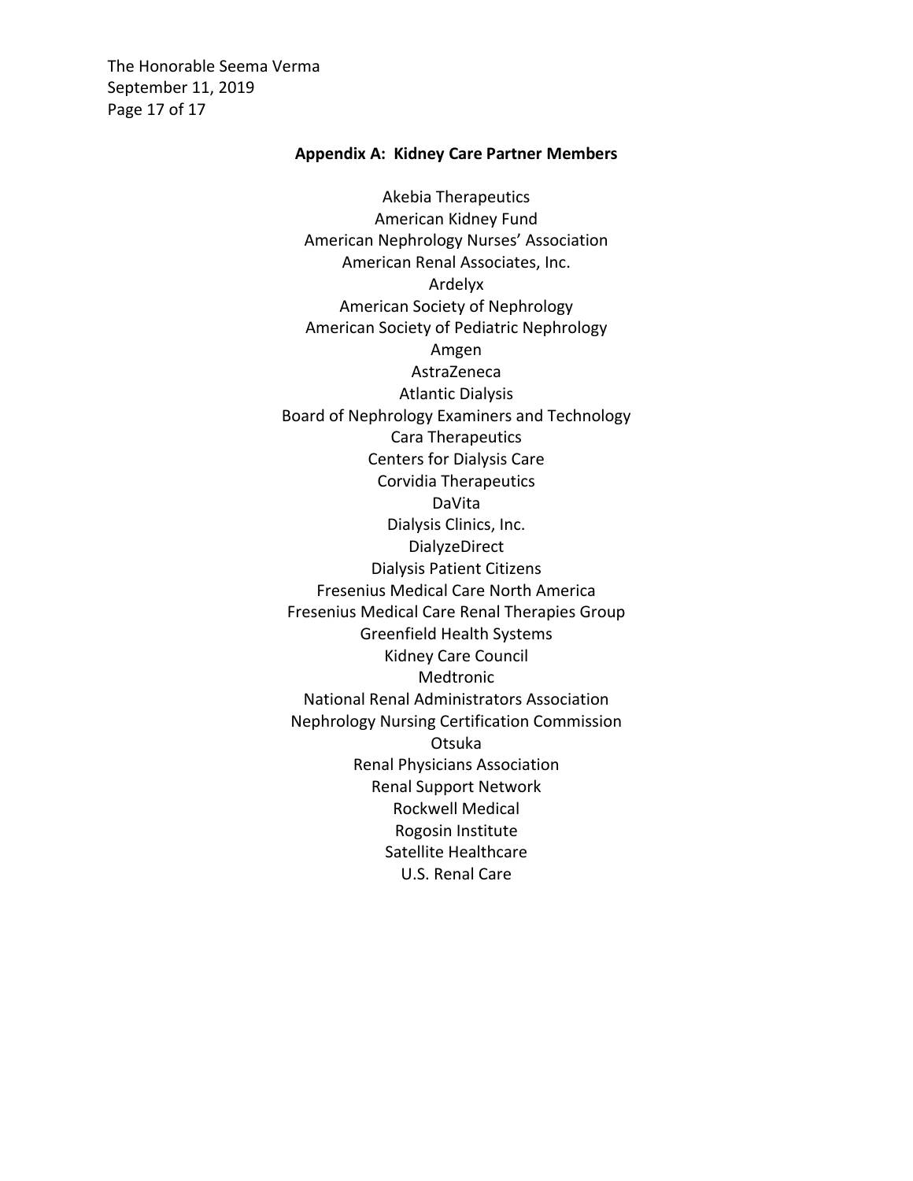**Appendix A: Kidney Care Partner Members**

Akebia Therapeutics
American Kidney Fund
American Nephrology Nurses' Association
American Renal Associates, Inc.
Ardelyx
American Society of Nephrology
American Society of Pediatric Nephrology
Amgen
AstraZeneca
Atlantic Dialysis
Board of Nephrology Examiners and Technology
Cara Therapeutics
Centers for Dialysis Care
Corvidia Therapeutics
DaVita
Dialysis Clinics, Inc.
DialyzeDirect
Dialysis Patient Citizens
Fresenius Medical Care North America
Fresenius Medical Care Renal Therapies Group
Greenfield Health Systems
Kidney Care Council
Medtronic
National Renal Administrators Association
Nephrology Nursing Certification Commission
Otsuka
Renal Physicians Association
Renal Support Network
Rockwell Medical
Rogosin Institute
Satellite Healthcare
U.S. Renal Care